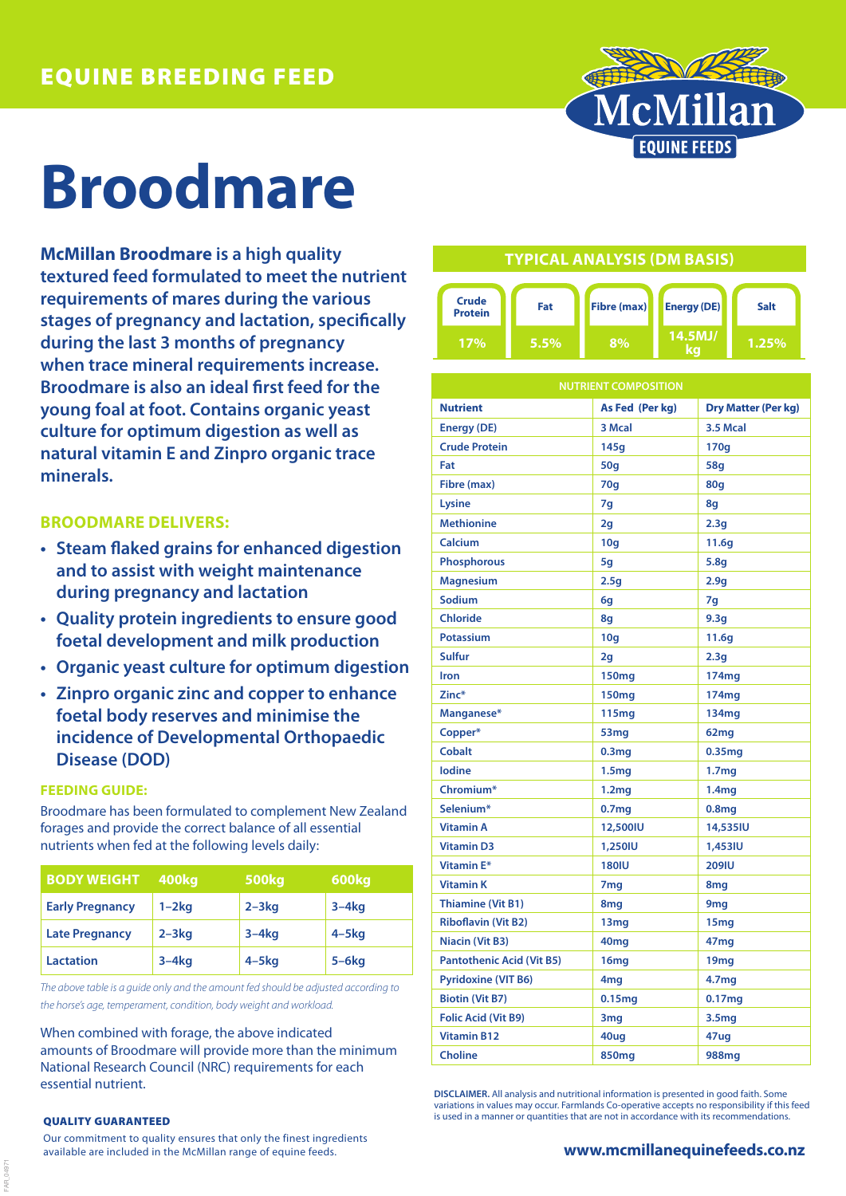EQUINE BREEDING FEED

McMillan EQUINE FEEDS

# Broodmare

**McMillan Broodmare is a high quality textured feed formulated to meet the nutrient requirements of mares during the various stages of pregnancy and lactation, specifically during the last 3 months of pregnancy when trace mineral requirements increase. Broodmare is also an ideal first feed for the young foal at foot. Contains organic yeast culture for optimum digestion as well as natural vitamin E and Zinpro organic trace minerals.**

## BROODMARE DELIVERS:

- Steam flaked grains for enhanced digestion and to assist with weight maintenance during pregnancy and lactation
- Quality protein ingredients to ensure good foetal development and milk production
- Organic yeast culture for optimum digestion
- Zinpro organic zinc and copper to enhance foetal body reserves and minimise the incidence of Developmental Orthopaedic Disease (DOD)

### FEEDING GUIDE:

Broodmare has been formulated to complement New Zealand forages and provide the correct balance of all essential nutrients when fed at the following levels daily:

| BODY WEIGHT | 400kg | 500kg | 600kg |
|---|---|---|---|
| Early Pregnancy | 1–2kg | 2–3kg | 3–4kg |
| Late Pregnancy | 2–3kg | 3–4kg | 4–5kg |
| Lactation | 3–4kg | 4–5kg | 5–6kg |

*The above table is a guide only and the amount fed should be adjusted according to the horse's age, temperament, condition, body weight and workload.*

When combined with forage, the above indicated amounts of Broodmare will provide more than the minimum National Research Council (NRC) requirements for each essential nutrient.

### QUALITY GUARANTEED

Our commitment to quality ensures that only the finest ingredients available are included in the McMillan range of equine feeds.

## TYPICAL ANALYSIS (DM BASIS)

| Crude Protein | Fat | Fibre (max) | Energy (DE) | Salt |
|---|---|---|---|---|
| 17% | 5.5% | 8% | 14.5MJ/kg | 1.25% |

| NUTRIENT COMPOSITION | | |
|---|---|---|
| **Nutrient** | **As Fed (Per kg)** | **Dry Matter (Per kg)** |
| Energy (DE) | 3 Mcal | 3.5 Mcal |
| Crude Protein | 145g | 170g |
| Fat | 50g | 58g |
| Fibre (max) | 70g | 80g |
| Lysine | 7g | 8g |
| Methionine | 2g | 2.3g |
| Calcium | 10g | 11.6g |
| Phosphorous | 5g | 5.8g |
| Magnesium | 2.5g | 2.9g |
| Sodium | 6g | 7g |
| Chloride | 8g | 9.3g |
| Potassium | 10g | 11.6g |
| Sulfur | 2g | 2.3g |
| Iron | 150mg | 174mg |
| Zinc* | 150mg | 174mg |
| Manganese* | 115mg | 134mg |
| Copper* | 53mg | 62mg |
| Cobalt | 0.3mg | 0.35mg |
| Iodine | 1.5mg | 1.7mg |
| Chromium* | 1.2mg | 1.4mg |
| Selenium* | 0.7mg | 0.8mg |
| Vitamin A | 12,500IU | 14,535IU |
| Vitamin D3 | 1,250IU | 1,453IU |
| Vitamin E* | 180IU | 209IU |
| Vitamin K | 7mg | 8mg |
| Thiamine (Vit B1) | 8mg | 9mg |
| Riboflavin (Vit B2) | 13mg | 15mg |
| Niacin (Vit B3) | 40mg | 47mg |
| Pantothenic Acid (Vit B5) | 16mg | 19mg |
| Pyridoxine (VIT B6) | 4mg | 4.7mg |
| Biotin (Vit B7) | 0.15mg | 0.17mg |
| Folic Acid (Vit B9) | 3mg | 3.5mg |
| Vitamin B12 | 40ug | 47ug |
| Choline | 850mg | 988mg |

**DISCLAIMER.** All analysis and nutritional information is presented in good faith. Some variations in values may occur. Farmlands Co-operative accepts no responsibility if this feed is used in a manner or quantities that are not in accordance with its recommendations.

**www.mcmillanequinefeeds.co.nz**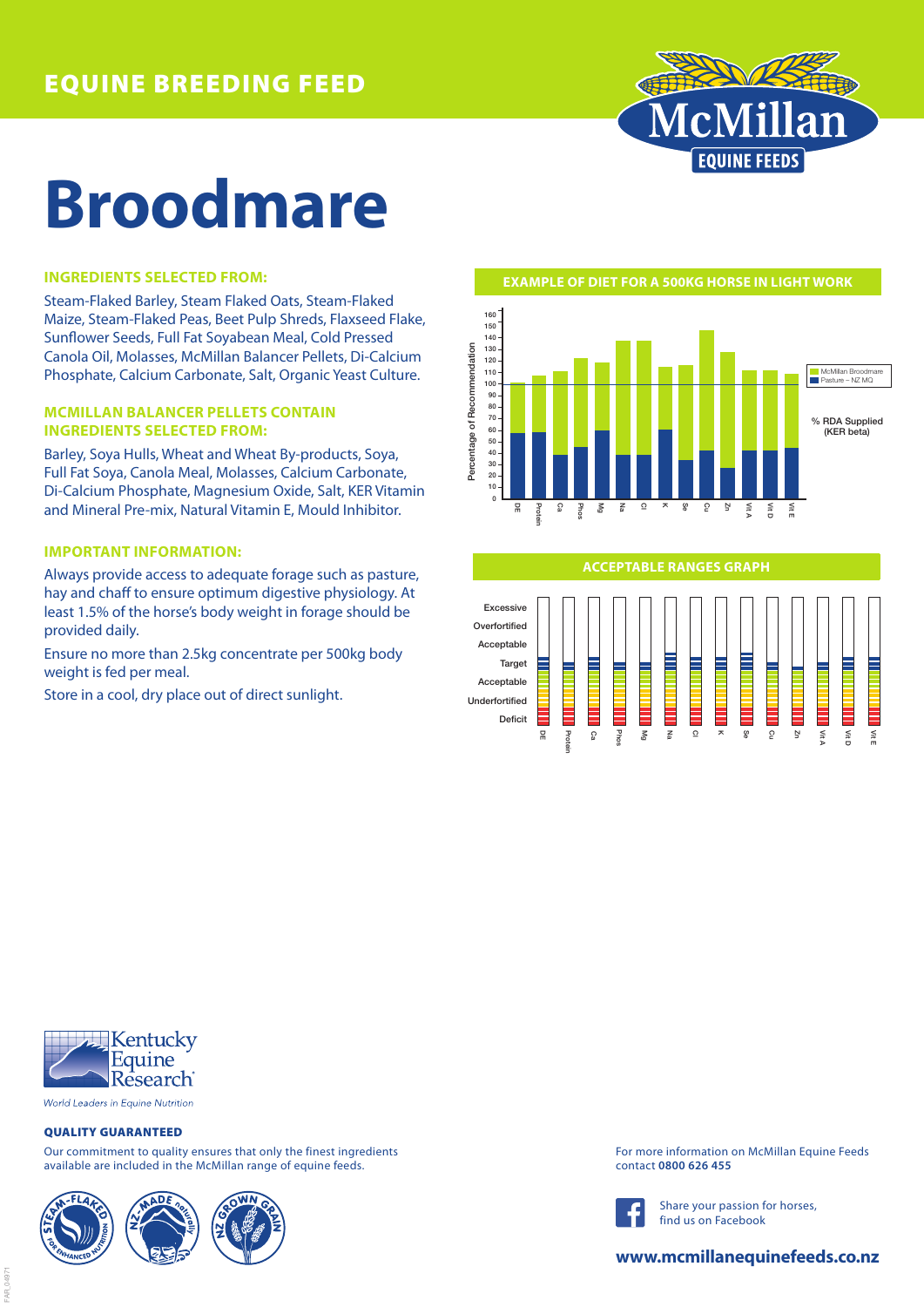## EQUINE BREEDING FEED

McMillan
EQUINE FEEDS

# Broodmare

### INGREDIENTS SELECTED FROM:

Steam-Flaked Barley, Steam Flaked Oats, Steam-Flaked Maize, Steam-Flaked Peas, Beet Pulp Shreds, Flaxseed Flake, Sunflower Seeds, Full Fat Soyabean Meal, Cold Pressed Canola Oil, Molasses, McMillan Balancer Pellets, Di-Calcium Phosphate, Calcium Carbonate, Salt, Organic Yeast Culture.

### MCMILLAN BALANCER PELLETS CONTAIN INGREDIENTS SELECTED FROM:

Barley, Soya Hulls, Wheat and Wheat By-products, Soya, Full Fat Soya, Canola Meal, Molasses, Calcium Carbonate, Di-Calcium Phosphate, Magnesium Oxide, Salt, KER Vitamin and Mineral Pre-mix, Natural Vitamin E, Mould Inhibitor.

### IMPORTANT INFORMATION:

Always provide access to adequate forage such as pasture, hay and chaff to ensure optimum digestive physiology. At least 1.5% of the horse's body weight in forage should be provided daily.

Ensure no more than 2.5kg concentrate per 500kg body weight is fed per meal.

Store in a cool, dry place out of direct sunlight.

### EXAMPLE OF DIET FOR A 500KG HORSE IN LIGHT WORK

Percentage of Recommendation

0 10 20 30 40 50 60 70 80 90 100 110 120 130 140 150 160

DE Protein Ca Phos Mg Na Cl K Se Cu Zn Vit A Vit D Vit E

McMillan Broodmare
Pasture – NZ MQ

% RDA Supplied (KER beta)

### ACCEPTABLE RANGES GRAPH

Excessive
Overfortified
Acceptable
Target
Acceptable
Underfortified
Deficit

DE Protein Ca Phos Mg Na Cl K Se Cu Zn Vit A Vit D Vit E

Kentucky Equine Research
*World Leaders in Equine Nutrition*

### QUALITY GUARANTEED

Our commitment to quality ensures that only the finest ingredients available are included in the McMillan range of equine feeds.

STEAM-FLAKED FOR ENHANCED NUTRITION
NZ-MADE naturally
NZ GROWN GRAIN

For more information on McMillan Equine Feeds contact **0800 626 455**

Share your passion for horses, find us on Facebook

**www.mcmillanequinefeeds.co.nz**

FAR_04971